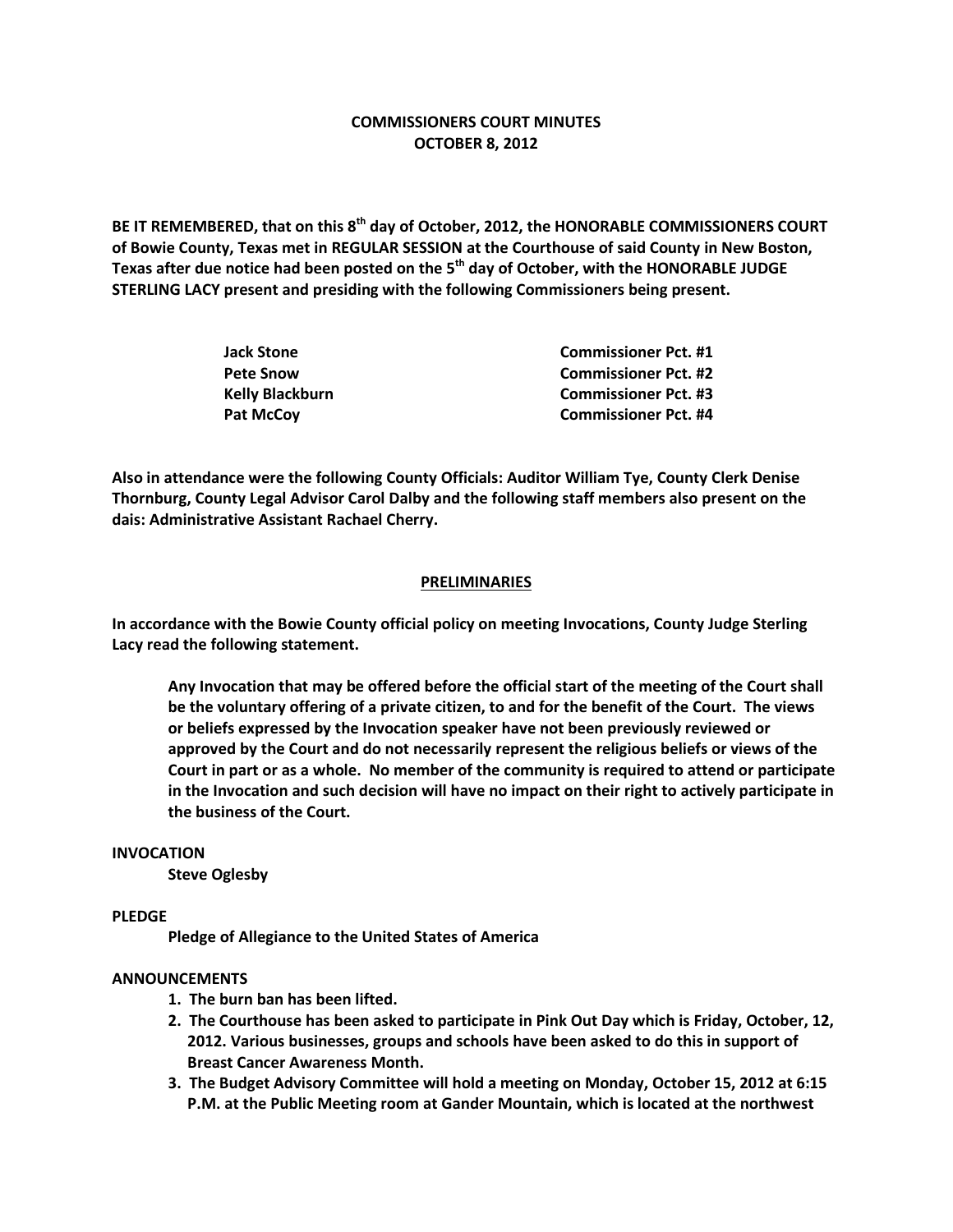# COMMISSIONERS COURT MINUTES
# OCTOBER 8, 2012

**BE IT REMEMBERED, that on this 8th day of October, 2012, the HONORABLE COMMISSIONERS COURT of Bowie County, Texas met in REGULAR SESSION at the Courthouse of said County in New Boston, Texas after due notice had been posted on the 5th day of October, with the HONORABLE JUDGE STERLING LACY present and presiding with the following Commissioners being present.**

| | |
|---|---|
| **Jack Stone** | **Commissioner Pct. #1** |
| **Pete Snow** | **Commissioner Pct. #2** |
| **Kelly Blackburn** | **Commissioner Pct. #3** |
| **Pat McCoy** | **Commissioner Pct. #4** |

**Also in attendance were the following County Officials: Auditor William Tye, County Clerk Denise Thornburg, County Legal Advisor Carol Dalby and the following staff members also present on the dais: Administrative Assistant Rachael Cherry.**

## PRELIMINARIES

**In accordance with the Bowie County official policy on meeting Invocations, County Judge Sterling Lacy read the following statement.**

> **Any Invocation that may be offered before the official start of the meeting of the Court shall be the voluntary offering of a private citizen, to and for the benefit of the Court. The views or beliefs expressed by the Invocation speaker have not been previously reviewed or approved by the Court and do not necessarily represent the religious beliefs or views of the Court in part or as a whole. No member of the community is required to attend or participate in the Invocation and such decision will have no impact on their right to actively participate in the business of the Court.**

**INVOCATION**

**Steve Oglesby**

**PLEDGE**

**Pledge of Allegiance to the United States of America**

**ANNOUNCEMENTS**

1. **The burn ban has been lifted.**
2. **The Courthouse has been asked to participate in Pink Out Day which is Friday, October, 12, 2012. Various businesses, groups and schools have been asked to do this in support of Breast Cancer Awareness Month.**
3. **The Budget Advisory Committee will hold a meeting on Monday, October 15, 2012 at 6:15 P.M. at the Public Meeting room at Gander Mountain, which is located at the northwest**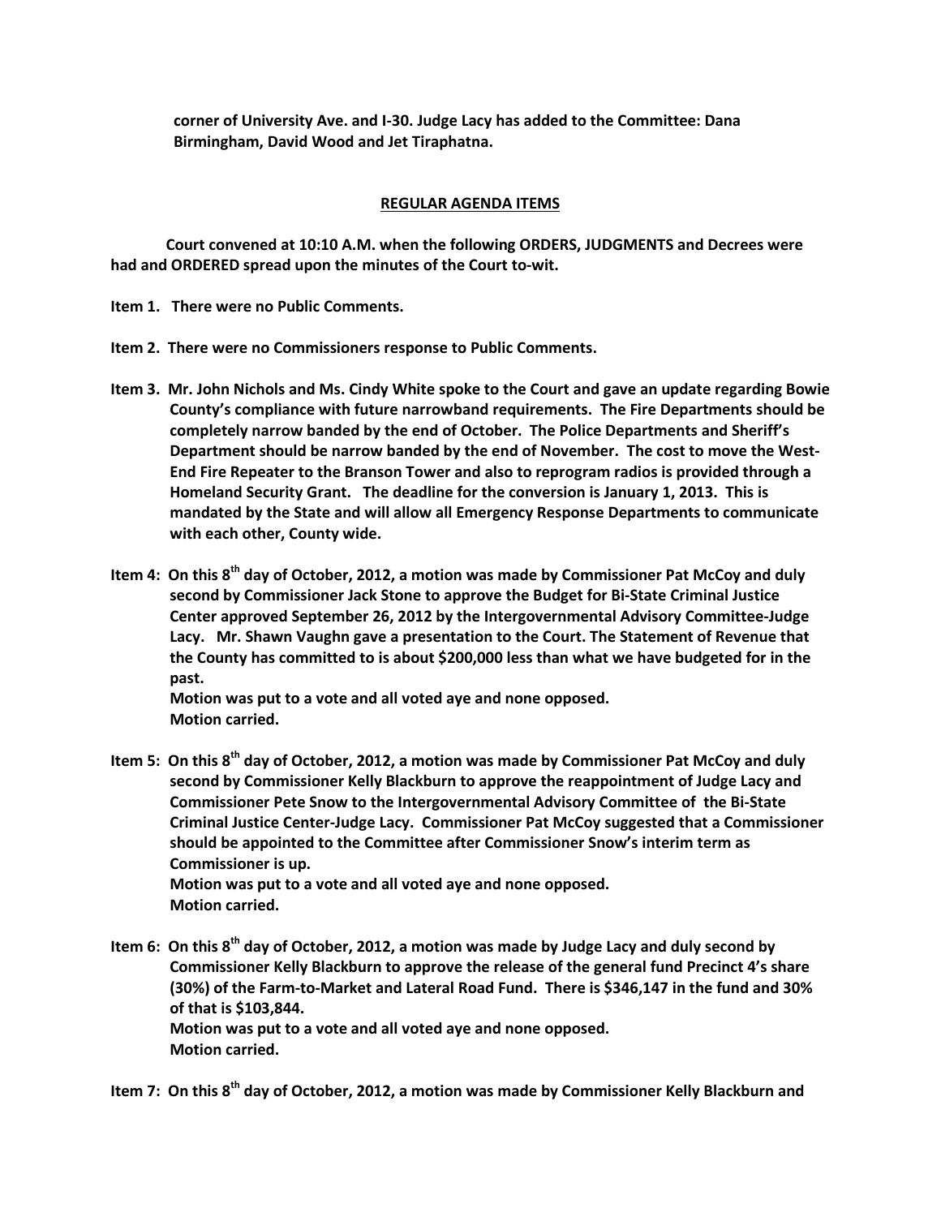**corner of University Ave. and I-30. Judge Lacy has added to the Committee: Dana Birmingham, David Wood and Jet Tiraphatna.**

## REGULAR AGENDA ITEMS

**Court convened at 10:10 A.M. when the following ORDERS, JUDGMENTS and Decrees were had and ORDERED spread upon the minutes of the Court to-wit.**

**Item 1. There were no Public Comments.**

**Item 2. There were no Commissioners response to Public Comments.**

**Item 3. Mr. John Nichols and Ms. Cindy White spoke to the Court and gave an update regarding Bowie County's compliance with future narrowband requirements. The Fire Departments should be completely narrow banded by the end of October. The Police Departments and Sheriff's Department should be narrow banded by the end of November. The cost to move the West-End Fire Repeater to the Branson Tower and also to reprogram radios is provided through a Homeland Security Grant. The deadline for the conversion is January 1, 2013. This is mandated by the State and will allow all Emergency Response Departments to communicate with each other, County wide.**

**Item 4: On this 8th day of October, 2012, a motion was made by Commissioner Pat McCoy and duly second by Commissioner Jack Stone to approve the Budget for Bi-State Criminal Justice Center approved September 26, 2012 by the Intergovernmental Advisory Committee-Judge Lacy. Mr. Shawn Vaughn gave a presentation to the Court. The Statement of Revenue that the County has committed to is about $200,000 less than what we have budgeted for in the past.**
**Motion was put to a vote and all voted aye and none opposed.**
**Motion carried.**

**Item 5: On this 8th day of October, 2012, a motion was made by Commissioner Pat McCoy and duly second by Commissioner Kelly Blackburn to approve the reappointment of Judge Lacy and Commissioner Pete Snow to the Intergovernmental Advisory Committee of the Bi-State Criminal Justice Center-Judge Lacy. Commissioner Pat McCoy suggested that a Commissioner should be appointed to the Committee after Commissioner Snow's interim term as Commissioner is up.**
**Motion was put to a vote and all voted aye and none opposed.**
**Motion carried.**

**Item 6: On this 8th day of October, 2012, a motion was made by Judge Lacy and duly second by Commissioner Kelly Blackburn to approve the release of the general fund Precinct 4's share (30%) of the Farm-to-Market and Lateral Road Fund. There is $346,147 in the fund and 30% of that is $103,844.**
**Motion was put to a vote and all voted aye and none opposed.**
**Motion carried.**

**Item 7: On this 8th day of October, 2012, a motion was made by Commissioner Kelly Blackburn and**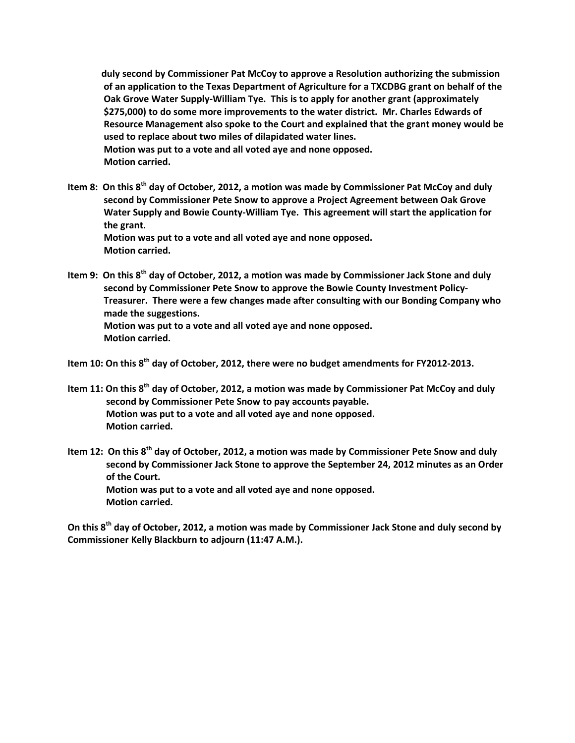**duly second by Commissioner Pat McCoy to approve a Resolution authorizing the submission of an application to the Texas Department of Agriculture for a TXCDBG grant on behalf of the Oak Grove Water Supply-William Tye. This is to apply for another grant (approximately $275,000) to do some more improvements to the water district. Mr. Charles Edwards of Resource Management also spoke to the Court and explained that the grant money would be used to replace about two miles of dilapidated water lines.**
**Motion was put to a vote and all voted aye and none opposed.**
**Motion carried.**

**Item 8: On this 8th day of October, 2012, a motion was made by Commissioner Pat McCoy and duly second by Commissioner Pete Snow to approve a Project Agreement between Oak Grove Water Supply and Bowie County-William Tye. This agreement will start the application for the grant.**
**Motion was put to a vote and all voted aye and none opposed.**
**Motion carried.**

**Item 9: On this 8th day of October, 2012, a motion was made by Commissioner Jack Stone and duly second by Commissioner Pete Snow to approve the Bowie County Investment Policy-Treasurer. There were a few changes made after consulting with our Bonding Company who made the suggestions.**
**Motion was put to a vote and all voted aye and none opposed.**
**Motion carried.**

**Item 10: On this 8th day of October, 2012, there were no budget amendments for FY2012-2013.**

**Item 11: On this 8th day of October, 2012, a motion was made by Commissioner Pat McCoy and duly second by Commissioner Pete Snow to pay accounts payable.**
**Motion was put to a vote and all voted aye and none opposed.**
**Motion carried.**

**Item 12: On this 8th day of October, 2012, a motion was made by Commissioner Pete Snow and duly second by Commissioner Jack Stone to approve the September 24, 2012 minutes as an Order of the Court.**
**Motion was put to a vote and all voted aye and none opposed.**
**Motion carried.**

**On this 8th day of October, 2012, a motion was made by Commissioner Jack Stone and duly second by Commissioner Kelly Blackburn to adjourn (11:47 A.M.).**